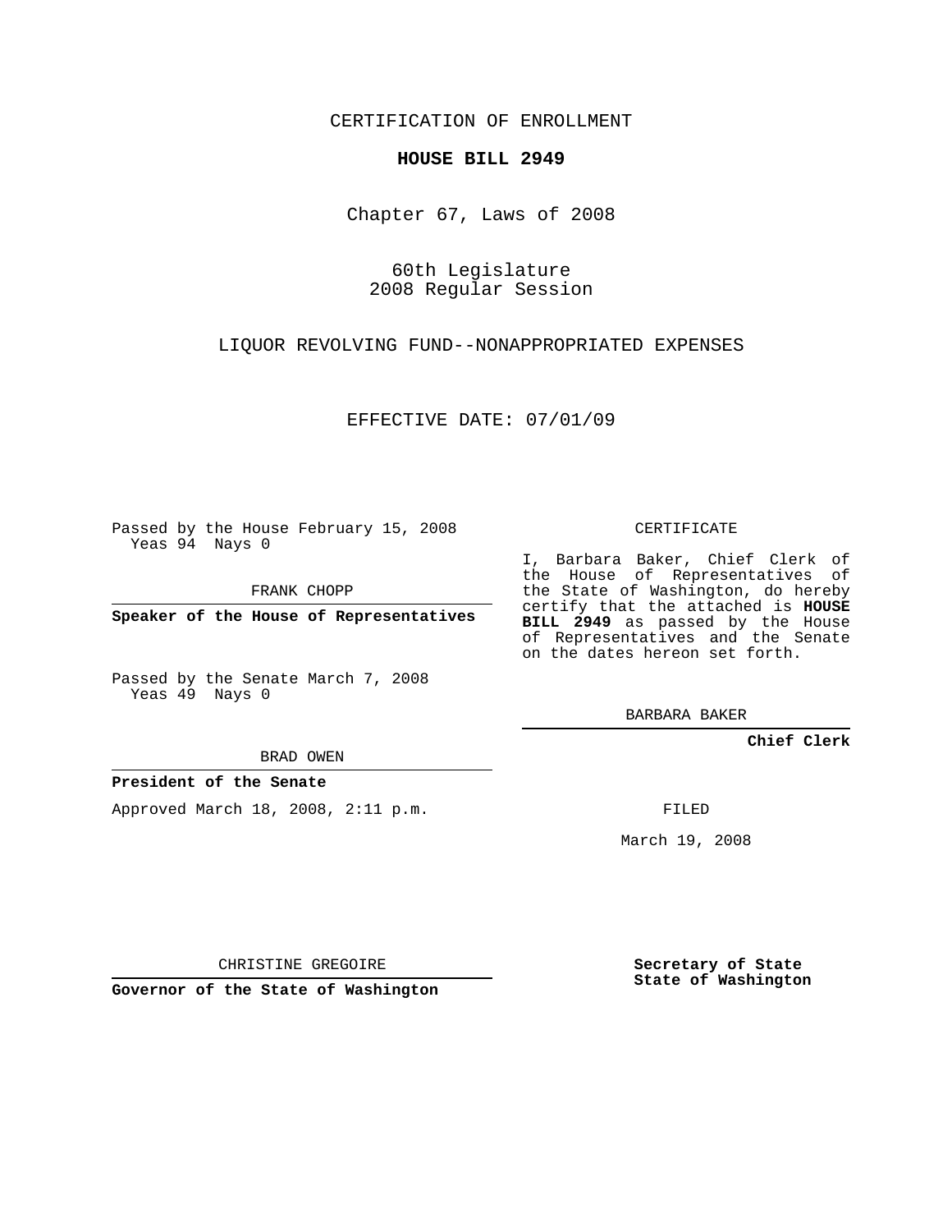CERTIFICATION OF ENROLLMENT

**HOUSE BILL 2949**

Chapter 67, Laws of 2008

60th Legislature
2008 Regular Session

LIQUOR REVOLVING FUND--NONAPPROPRIATED EXPENSES

EFFECTIVE DATE: 07/01/09

Passed by the House February 15, 2008
Yeas 94 Nays 0

FRANK CHOPP

**Speaker of the House of Representatives**

Passed by the Senate March 7, 2008
Yeas 49 Nays 0

BRAD OWEN

**President of the Senate**

Approved March 18, 2008, 2:11 p.m.

CHRISTINE GREGOIRE

**Governor of the State of Washington**

CERTIFICATE

I, Barbara Baker, Chief Clerk of the House of Representatives of the State of Washington, do hereby certify that the attached is **HOUSE BILL 2949** as passed by the House of Representatives and the Senate on the dates hereon set forth.

BARBARA BAKER

**Chief Clerk**

FILED

March 19, 2008

**Secretary of State**
**State of Washington**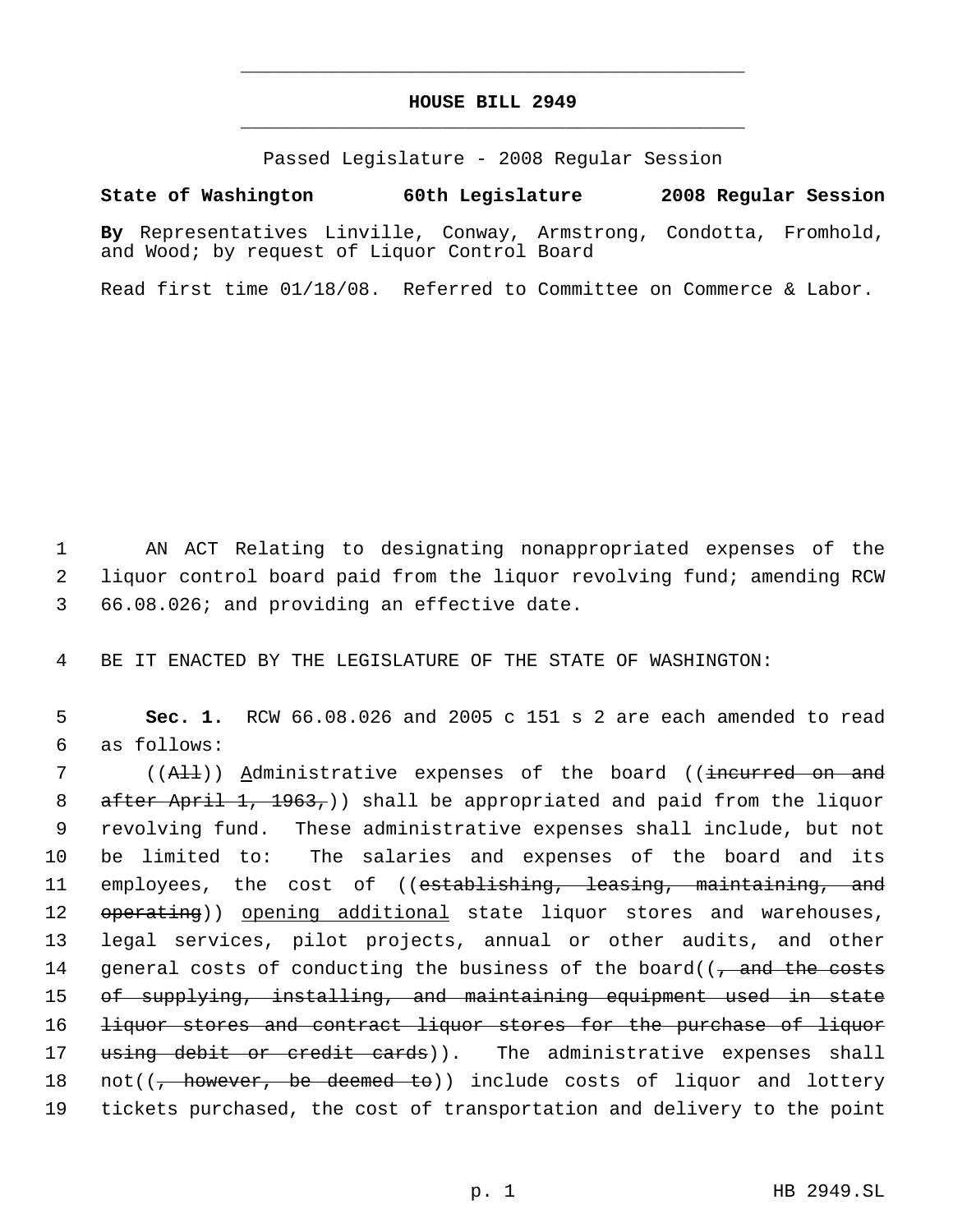# HOUSE BILL 2949

Passed Legislature - 2008 Regular Session

**State of Washington 60th Legislature 2008 Regular Session**

**By** Representatives Linville, Conway, Armstrong, Condotta, Fromhold, and Wood; by request of Liquor Control Board

Read first time 01/18/08. Referred to Committee on Commerce & Labor.

1 AN ACT Relating to designating nonappropriated expenses of the
2 liquor control board paid from the liquor revolving fund; amending RCW
3 66.08.026; and providing an effective date.

4 BE IT ENACTED BY THE LEGISLATURE OF THE STATE OF WASHINGTON:

5 **Sec. 1.** RCW 66.08.026 and 2005 c 151 s 2 are each amended to read
6 as follows:

7 ((~~All~~)) <u>A</u>dministrative expenses of the board ((~~incurred on and~~
8 ~~after April 1, 1963,~~)) shall be appropriated and paid from the liquor
9 revolving fund. These administrative expenses shall include, but not
10 be limited to: The salaries and expenses of the board and its
11 employees, the cost of ((~~establishing, leasing, maintaining, and~~
12 ~~operating~~)) <u>opening additional</u> state liquor stores and warehouses,
13 legal services, pilot projects, annual or other audits, and other
14 general costs of conducting the business of the board((~~, and the costs~~
15 ~~of supplying, installing, and maintaining equipment used in state~~
16 ~~liquor stores and contract liquor stores for the purchase of liquor~~
17 ~~using debit or credit cards~~)). The administrative expenses shall
18 not((~~, however, be deemed to~~)) include costs of liquor and lottery
19 tickets purchased, the cost of transportation and delivery to the point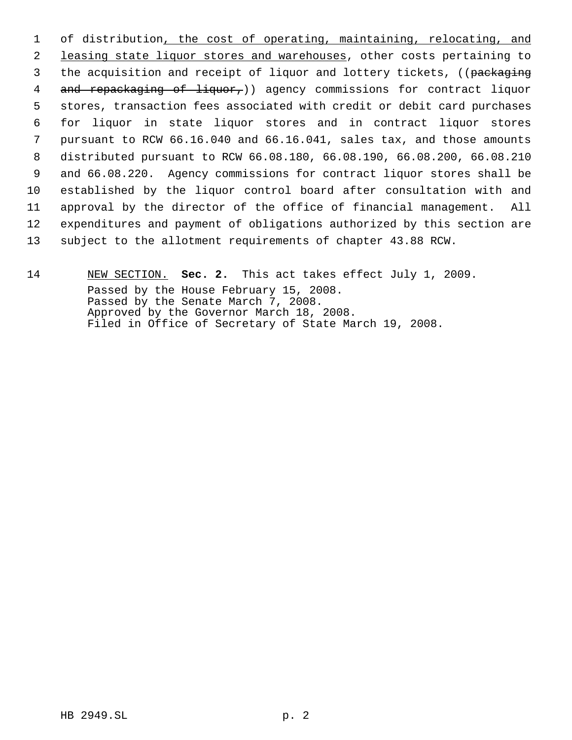of distribution, the cost of operating, maintaining, relocating, and leasing state liquor stores and warehouses, other costs pertaining to the acquisition and receipt of liquor and lottery tickets, ((~~packaging and repackaging of liquor,~~)) agency commissions for contract liquor stores, transaction fees associated with credit or debit card purchases for liquor in state liquor stores and in contract liquor stores pursuant to RCW 66.16.040 and 66.16.041, sales tax, and those amounts distributed pursuant to RCW 66.08.180, 66.08.190, 66.08.200, 66.08.210 and 66.08.220. Agency commissions for contract liquor stores shall be established by the liquor control board after consultation with and approval by the director of the office of financial management. All expenditures and payment of obligations authorized by this section are subject to the allotment requirements of chapter 43.88 RCW.

NEW SECTION. **Sec. 2.** This act takes effect July 1, 2009.

Passed by the House February 15, 2008.
Passed by the Senate March 7, 2008.
Approved by the Governor March 18, 2008.
Filed in Office of Secretary of State March 19, 2008.